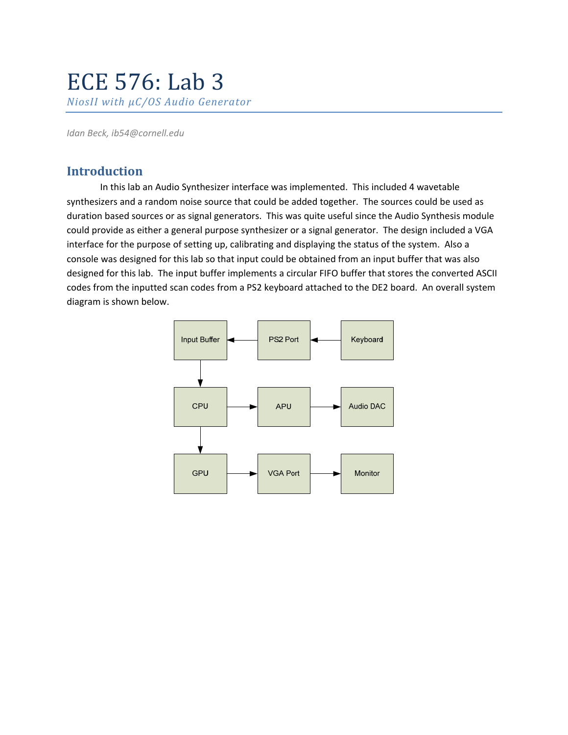# ECE 576: Lab 3

*NiosII with µC/OS Audio Generator*

*Idan Beck, ib54@cornell.edu*

## Introduction

In this lab an Audio Synthesizer interface was implemented. This included 4 wavetable synthesizers and a random noise source that could be added together. The sources could be used as duration based sources or as signal generators. This was quite useful since the Audio Synthesis module could provide as either a general purpose synthesizer or a signal generator. The design included a VGA interface for the purpose of setting up, calibrating and displaying the status of the system. Also a console was designed for this lab so that input could be obtained from an input buffer that was also designed for this lab. The input buffer implements a circular FIFO buffer that stores the converted ASCII codes from the inputted scan codes from a PS2 keyboard attached to the DE2 board. An overall system diagram is shown below.

Input Buffer ← PS2 Port ← Keyboard

CPU → APU → Audio DAC

GPU → VGA Port → Monitor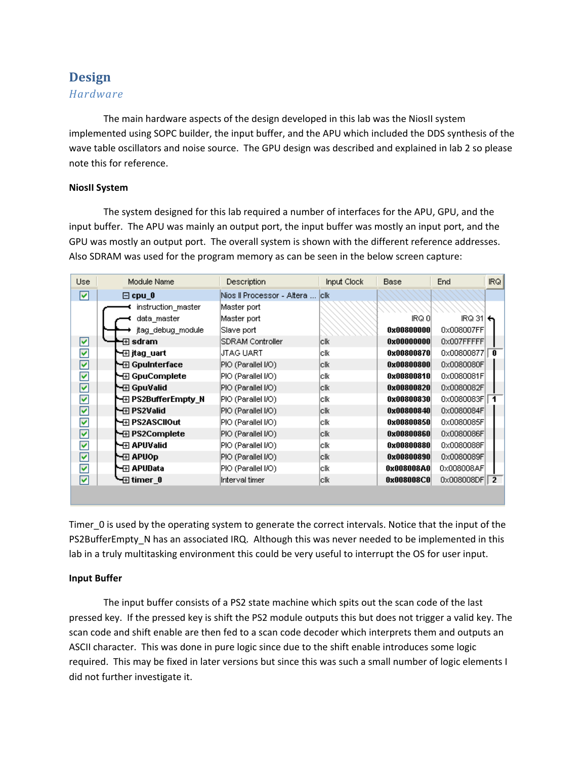# Design

## *Hardware*

The main hardware aspects of the design developed in this lab was the NiosII system implemented using SOPC builder, the input buffer, and the APU which included the DDS synthesis of the wave table oscillators and noise source. The GPU design was described and explained in lab 2 so please note this for reference.

**NiosII System**

The system designed for this lab required a number of interfaces for the APU, GPU, and the input buffer. The APU was mainly an output port, the input buffer was mostly an input port, and the GPU was mostly an output port. The overall system is shown with the different reference addresses. Also SDRAM was used for the program memory as can be seen in the below screen capture:

| Use | Module Name | Description | Input Clock | Base | End | IRQ |
|---|---|---|---|---|---|---|
| ✓ | cpu_0 | Nios II Processor - Altera ... | clk | | | |
| | instruction_master | Master port | | | | |
| | data_master | Master port | | IRQ 0 | IRQ 31 | |
| | jtag_debug_module | Slave port | | 0x00800000 | 0x008007FF | |
| ✓ | sdram | SDRAM Controller | clk | 0x00000000 | 0x007FFFFF | |
| ✓ | jtag_uart | JTAG UART | clk | 0x00800870 | 0x00800877 | 0 |
| ✓ | GpuInterface | PIO (Parallel I/O) | clk | 0x00800800 | 0x0080080F | |
| ✓ | GpuComplete | PIO (Parallel I/O) | clk | 0x00800810 | 0x0080081F | |
| ✓ | GpuValid | PIO (Parallel I/O) | clk | 0x00800820 | 0x0080082F | |
| ✓ | PS2BufferEmpty_N | PIO (Parallel I/O) | clk | 0x00800830 | 0x0080083F | 1 |
| ✓ | PS2Valid | PIO (Parallel I/O) | clk | 0x00800840 | 0x0080084F | |
| ✓ | PS2ASCIIOut | PIO (Parallel I/O) | clk | 0x00800850 | 0x0080085F | |
| ✓ | PS2Complete | PIO (Parallel I/O) | clk | 0x00800860 | 0x0080086F | |
| ✓ | APUValid | PIO (Parallel I/O) | clk | 0x00800880 | 0x0080088F | |
| ✓ | APUOp | PIO (Parallel I/O) | clk | 0x00800890 | 0x0080089F | |
| ✓ | APUData | PIO (Parallel I/O) | clk | 0x008008A0 | 0x008008AF | |
| ✓ | timer_0 | Interval timer | clk | 0x008008C0 | 0x008008DF | 2 |

Timer_0 is used by the operating system to generate the correct intervals. Notice that the input of the PS2BufferEmpty_N has an associated IRQ. Although this was never needed to be implemented in this lab in a truly multitasking environment this could be very useful to interrupt the OS for user input.

**Input Buffer**

The input buffer consists of a PS2 state machine which spits out the scan code of the last pressed key. If the pressed key is shift the PS2 module outputs this but does not trigger a valid key. The scan code and shift enable are then fed to a scan code decoder which interprets them and outputs an ASCII character. This was done in pure logic since due to the shift enable introduces some logic required. This may be fixed in later versions but since this was such a small number of logic elements I did not further investigate it.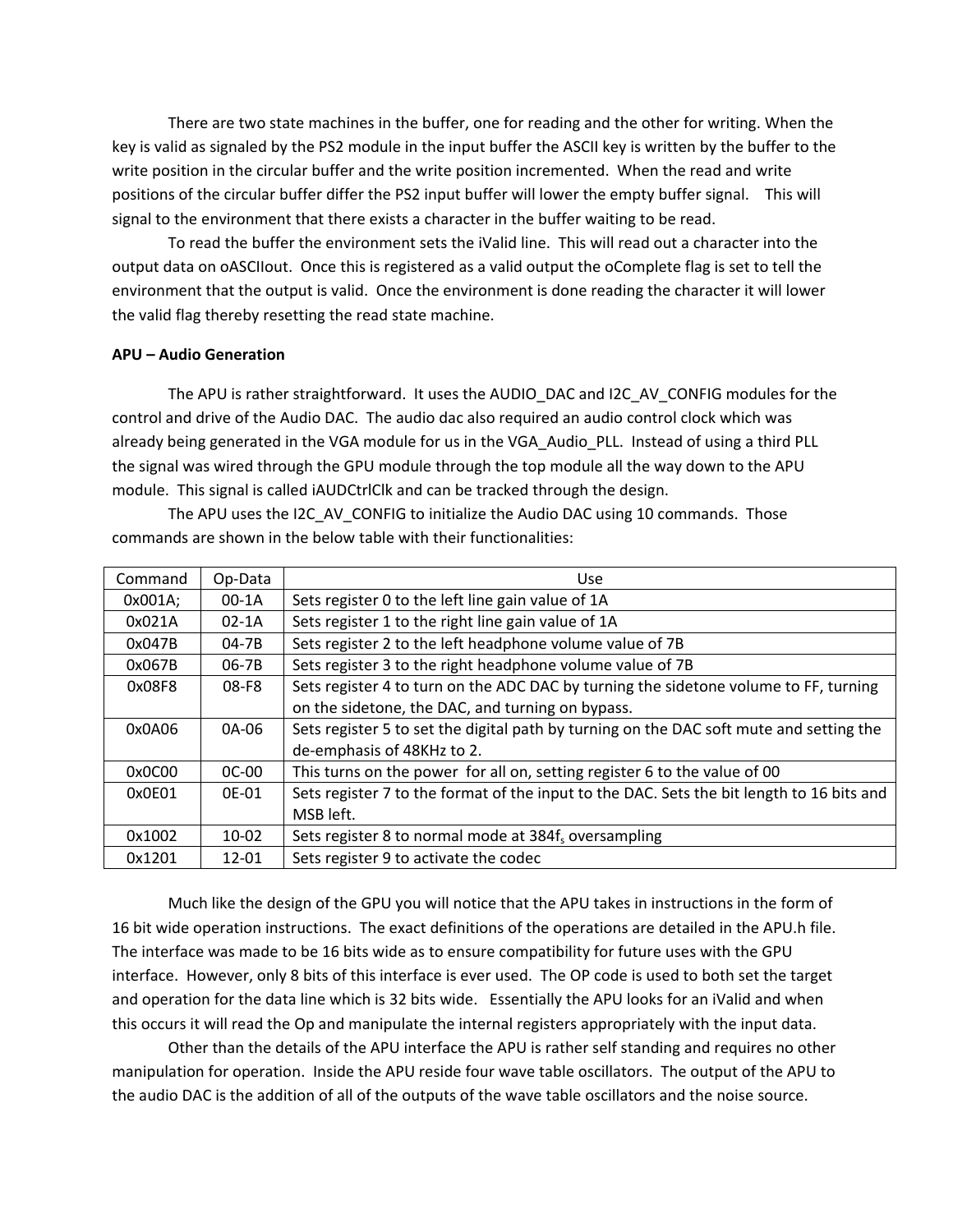There are two state machines in the buffer, one for reading and the other for writing. When the key is valid as signaled by the PS2 module in the input buffer the ASCII key is written by the buffer to the write position in the circular buffer and the write position incremented. When the read and write positions of the circular buffer differ the PS2 input buffer will lower the empty buffer signal. This will signal to the environment that there exists a character in the buffer waiting to be read.

To read the buffer the environment sets the iValid line. This will read out a character into the output data on oASCIIout. Once this is registered as a valid output the oComplete flag is set to tell the environment that the output is valid. Once the environment is done reading the character it will lower the valid flag thereby resetting the read state machine.

**APU – Audio Generation**

The APU is rather straightforward. It uses the AUDIO_DAC and I2C_AV_CONFIG modules for the control and drive of the Audio DAC. The audio dac also required an audio control clock which was already being generated in the VGA module for us in the VGA_Audio_PLL. Instead of using a third PLL the signal was wired through the GPU module through the top module all the way down to the APU module. This signal is called iAUDCtrlClk and can be tracked through the design.

The APU uses the I2C_AV_CONFIG to initialize the Audio DAC using 10 commands. Those commands are shown in the below table with their functionalities:

| Command | Op-Data | Use |
|---|---|---|
| 0x001A; | 00-1A | Sets register 0 to the left line gain value of 1A |
| 0x021A | 02-1A | Sets register 1 to the right line gain value of 1A |
| 0x047B | 04-7B | Sets register 2 to the left headphone volume value of 7B |
| 0x067B | 06-7B | Sets register 3 to the right headphone volume value of 7B |
| 0x08F8 | 08-F8 | Sets register 4 to turn on the ADC DAC by turning the sidetone volume to FF, turning on the sidetone, the DAC, and turning on bypass. |
| 0x0A06 | 0A-06 | Sets register 5 to set the digital path by turning on the DAC soft mute and setting the de-emphasis of 48KHz to 2. |
| 0x0C00 | 0C-00 | This turns on the power for all on, setting register 6 to the value of 00 |
| 0x0E01 | 0E-01 | Sets register 7 to the format of the input to the DAC. Sets the bit length to 16 bits and MSB left. |
| 0x1002 | 10-02 | Sets register 8 to normal mode at $384f_s$ oversampling |
| 0x1201 | 12-01 | Sets register 9 to activate the codec |

Much like the design of the GPU you will notice that the APU takes in instructions in the form of 16 bit wide operation instructions. The exact definitions of the operations are detailed in the APU.h file. The interface was made to be 16 bits wide as to ensure compatibility for future uses with the GPU interface. However, only 8 bits of this interface is ever used. The OP code is used to both set the target and operation for the data line which is 32 bits wide. Essentially the APU looks for an iValid and when this occurs it will read the Op and manipulate the internal registers appropriately with the input data.

Other than the details of the APU interface the APU is rather self standing and requires no other manipulation for operation. Inside the APU reside four wave table oscillators. The output of the APU to the audio DAC is the addition of all of the outputs of the wave table oscillators and the noise source.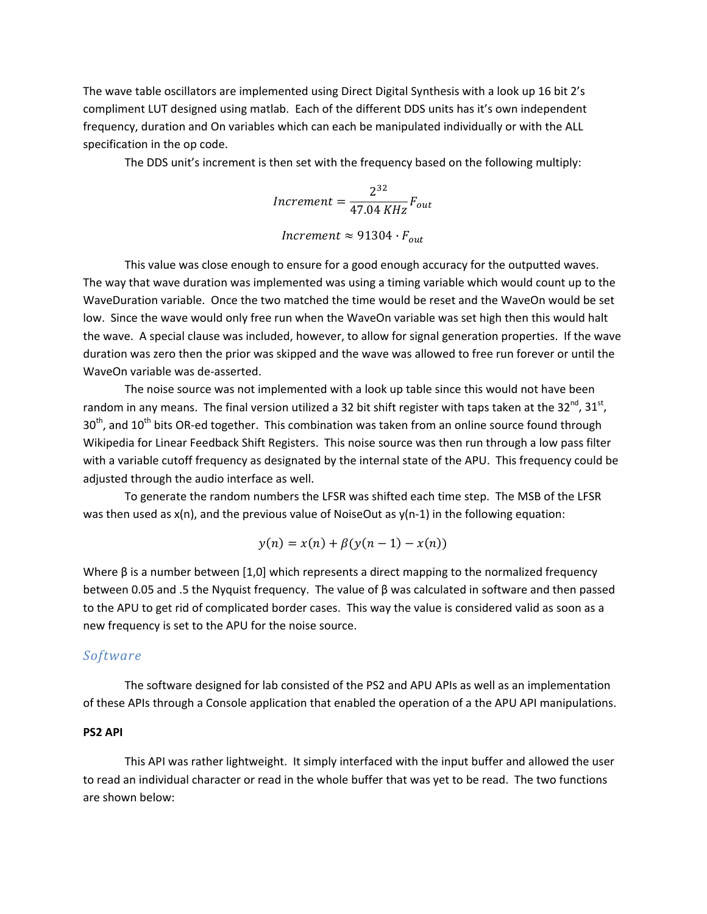The wave table oscillators are implemented using Direct Digital Synthesis with a look up 16 bit 2's compliment LUT designed using matlab. Each of the different DDS units has it's own independent frequency, duration and On variables which can each be manipulated individually or with the ALL specification in the op code.

The DDS unit's increment is then set with the frequency based on the following multiply:

$$Increment = \frac{2^{32}}{47.04\ KHz} F_{out}$$

$$Increment \approx 91304 \cdot F_{out}$$

This value was close enough to ensure for a good enough accuracy for the outputted waves. The way that wave duration was implemented was using a timing variable which would count up to the WaveDuration variable. Once the two matched the time would be reset and the WaveOn would be set low. Since the wave would only free run when the WaveOn variable was set high then this would halt the wave. A special clause was included, however, to allow for signal generation properties. If the wave duration was zero then the prior was skipped and the wave was allowed to free run forever or until the WaveOn variable was de-asserted.

The noise source was not implemented with a look up table since this would not have been random in any means. The final version utilized a 32 bit shift register with taps taken at the 32nd, 31st, 30th, and 10th bits OR-ed together. This combination was taken from an online source found through Wikipedia for Linear Feedback Shift Registers. This noise source was then run through a low pass filter with a variable cutoff frequency as designated by the internal state of the APU. This frequency could be adjusted through the audio interface as well.

To generate the random numbers the LFSR was shifted each time step. The MSB of the LFSR was then used as x(n), and the previous value of NoiseOut as y(n-1) in the following equation:

$$y(n) = x(n) + \beta(y(n-1) - x(n))$$

Where $\beta$ is a number between [1,0] which represents a direct mapping to the normalized frequency between 0.05 and .5 the Nyquist frequency. The value of $\beta$ was calculated in software and then passed to the APU to get rid of complicated border cases. This way the value is considered valid as soon as a new frequency is set to the APU for the noise source.

## *Software*

The software designed for lab consisted of the PS2 and APU APIs as well as an implementation of these APIs through a Console application that enabled the operation of a the APU API manipulations.

### PS2 API

This API was rather lightweight. It simply interfaced with the input buffer and allowed the user to read an individual character or read in the whole buffer that was yet to be read. The two functions are shown below: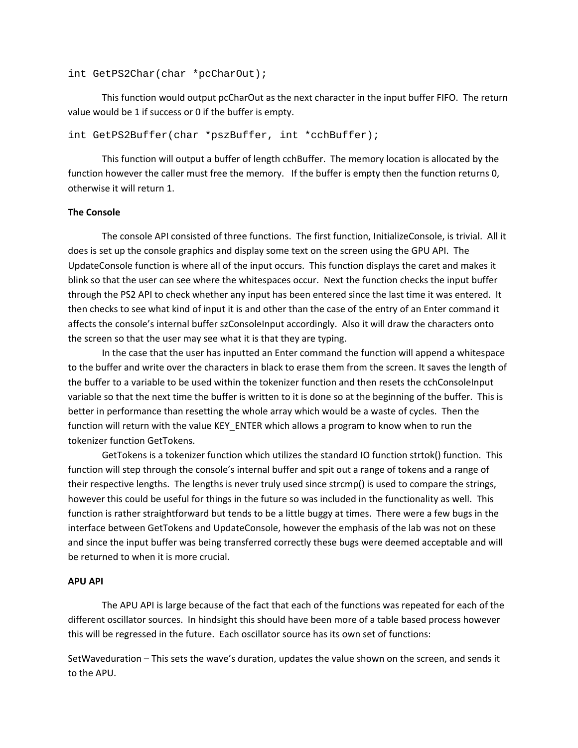```
int GetPS2Char(char *pcCharOut);
```

This function would output pcCharOut as the next character in the input buffer FIFO. The return value would be 1 if success or 0 if the buffer is empty.

```
int GetPS2Buffer(char *pszBuffer, int *cchBuffer);
```

This function will output a buffer of length cchBuffer. The memory location is allocated by the function however the caller must free the memory. If the buffer is empty then the function returns 0, otherwise it will return 1.

**The Console**

The console API consisted of three functions. The first function, InitializeConsole, is trivial. All it does is set up the console graphics and display some text on the screen using the GPU API. The UpdateConsole function is where all of the input occurs. This function displays the caret and makes it blink so that the user can see where the whitespaces occur. Next the function checks the input buffer through the PS2 API to check whether any input has been entered since the last time it was entered. It then checks to see what kind of input it is and other than the case of the entry of an Enter command it affects the console's internal buffer szConsoleInput accordingly. Also it will draw the characters onto the screen so that the user may see what it is that they are typing.

In the case that the user has inputted an Enter command the function will append a whitespace to the buffer and write over the characters in black to erase them from the screen. It saves the length of the buffer to a variable to be used within the tokenizer function and then resets the cchConsoleInput variable so that the next time the buffer is written to it is done so at the beginning of the buffer. This is better in performance than resetting the whole array which would be a waste of cycles. Then the function will return with the value KEY_ENTER which allows a program to know when to run the tokenizer function GetTokens.

GetTokens is a tokenizer function which utilizes the standard IO function strtok() function. This function will step through the console's internal buffer and spit out a range of tokens and a range of their respective lengths. The lengths is never truly used since strcmp() is used to compare the strings, however this could be useful for things in the future so was included in the functionality as well. This function is rather straightforward but tends to be a little buggy at times. There were a few bugs in the interface between GetTokens and UpdateConsole, however the emphasis of the lab was not on these and since the input buffer was being transferred correctly these bugs were deemed acceptable and will be returned to when it is more crucial.

**APU API**

The APU API is large because of the fact that each of the functions was repeated for each of the different oscillator sources. In hindsight this should have been more of a table based process however this will be regressed in the future. Each oscillator source has its own set of functions:

SetWaveduration – This sets the wave's duration, updates the value shown on the screen, and sends it to the APU.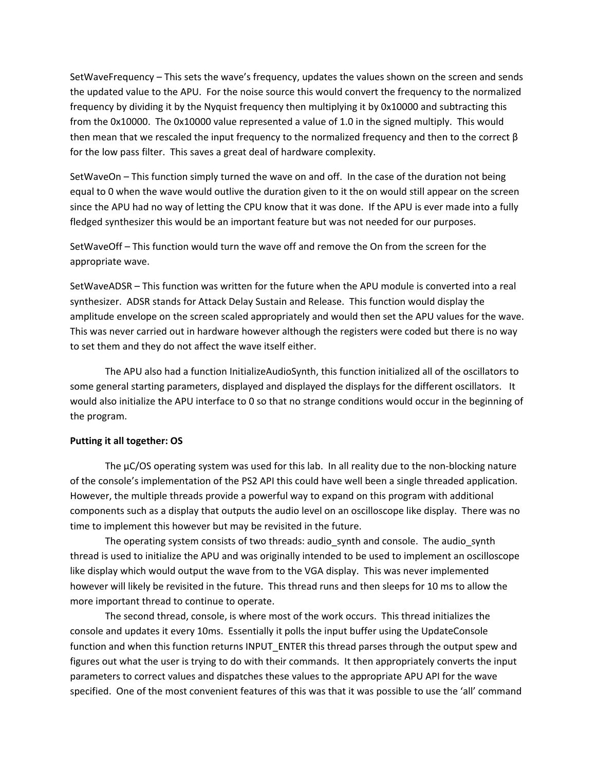SetWaveFrequency – This sets the wave's frequency, updates the values shown on the screen and sends the updated value to the APU. For the noise source this would convert the frequency to the normalized frequency by dividing it by the Nyquist frequency then multiplying it by 0x10000 and subtracting this from the 0x10000. The 0x10000 value represented a value of 1.0 in the signed multiply. This would then mean that we rescaled the input frequency to the normalized frequency and then to the correct $\beta$ for the low pass filter. This saves a great deal of hardware complexity.

SetWaveOn – This function simply turned the wave on and off. In the case of the duration not being equal to 0 when the wave would outlive the duration given to it the on would still appear on the screen since the APU had no way of letting the CPU know that it was done. If the APU is ever made into a fully fledged synthesizer this would be an important feature but was not needed for our purposes.

SetWaveOff – This function would turn the wave off and remove the On from the screen for the appropriate wave.

SetWaveADSR – This function was written for the future when the APU module is converted into a real synthesizer. ADSR stands for Attack Delay Sustain and Release. This function would display the amplitude envelope on the screen scaled appropriately and would then set the APU values for the wave. This was never carried out in hardware however although the registers were coded but there is no way to set them and they do not affect the wave itself either.

The APU also had a function InitializeAudioSynth, this function initialized all of the oscillators to some general starting parameters, displayed and displayed the displays for the different oscillators. It would also initialize the APU interface to 0 so that no strange conditions would occur in the beginning of the program.

**Putting it all together: OS**

The µC/OS operating system was used for this lab. In all reality due to the non-blocking nature of the console's implementation of the PS2 API this could have well been a single threaded application. However, the multiple threads provide a powerful way to expand on this program with additional components such as a display that outputs the audio level on an oscilloscope like display. There was no time to implement this however but may be revisited in the future.

The operating system consists of two threads: audio_synth and console. The audio_synth thread is used to initialize the APU and was originally intended to be used to implement an oscilloscope like display which would output the wave from to the VGA display. This was never implemented however will likely be revisited in the future. This thread runs and then sleeps for 10 ms to allow the more important thread to continue to operate.

The second thread, console, is where most of the work occurs. This thread initializes the console and updates it every 10ms. Essentially it polls the input buffer using the UpdateConsole function and when this function returns INPUT_ENTER this thread parses through the output spew and figures out what the user is trying to do with their commands. It then appropriately converts the input parameters to correct values and dispatches these values to the appropriate APU API for the wave specified. One of the most convenient features of this was that it was possible to use the 'all' command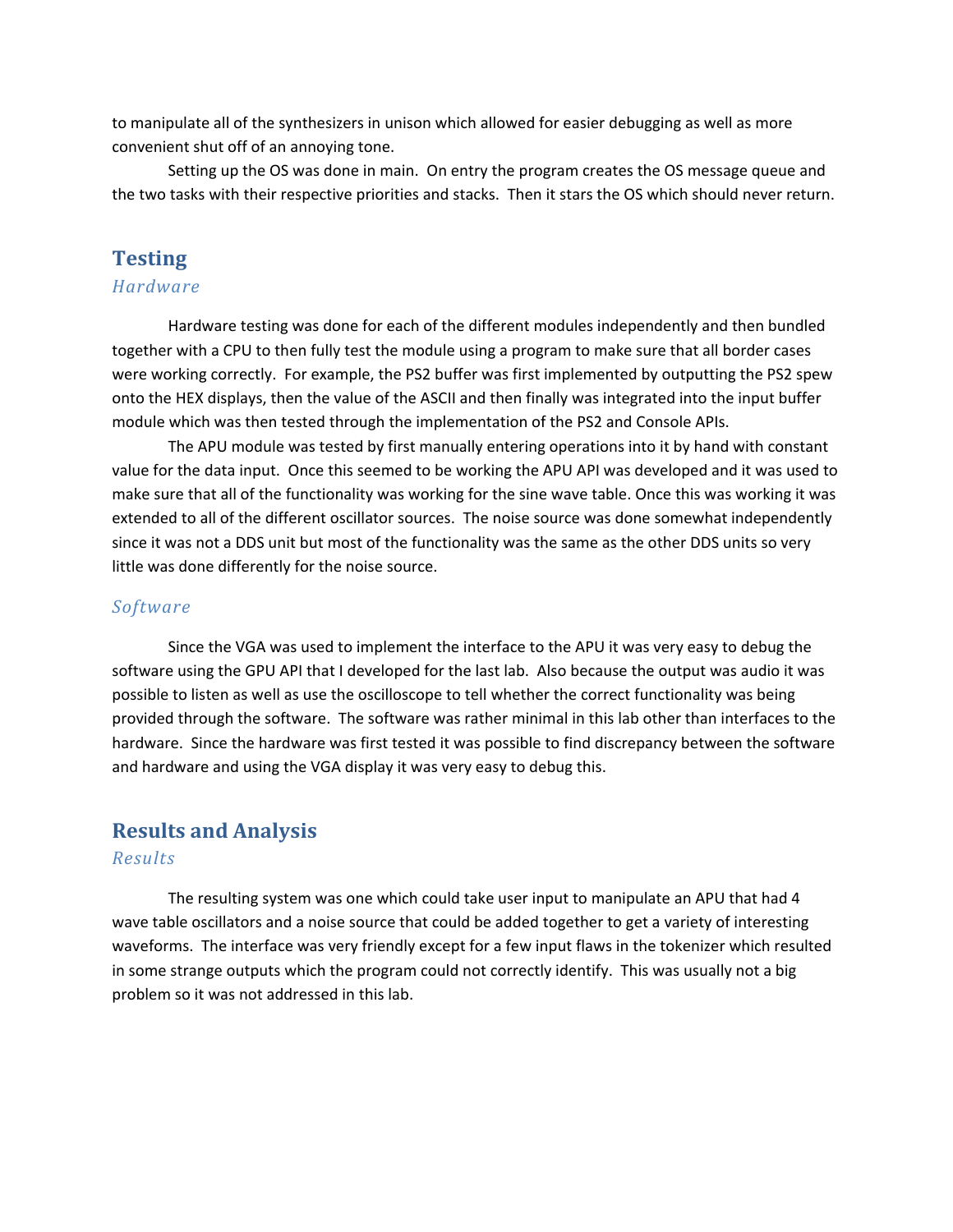to manipulate all of the synthesizers in unison which allowed for easier debugging as well as more convenient shut off of an annoying tone.

Setting up the OS was done in main. On entry the program creates the OS message queue and the two tasks with their respective priorities and stacks. Then it stars the OS which should never return.

## Testing

### *Hardware*

Hardware testing was done for each of the different modules independently and then bundled together with a CPU to then fully test the module using a program to make sure that all border cases were working correctly. For example, the PS2 buffer was first implemented by outputting the PS2 spew onto the HEX displays, then the value of the ASCII and then finally was integrated into the input buffer module which was then tested through the implementation of the PS2 and Console APIs.

The APU module was tested by first manually entering operations into it by hand with constant value for the data input. Once this seemed to be working the APU API was developed and it was used to make sure that all of the functionality was working for the sine wave table. Once this was working it was extended to all of the different oscillator sources. The noise source was done somewhat independently since it was not a DDS unit but most of the functionality was the same as the other DDS units so very little was done differently for the noise source.

### *Software*

Since the VGA was used to implement the interface to the APU it was very easy to debug the software using the GPU API that I developed for the last lab. Also because the output was audio it was possible to listen as well as use the oscilloscope to tell whether the correct functionality was being provided through the software. The software was rather minimal in this lab other than interfaces to the hardware. Since the hardware was first tested it was possible to find discrepancy between the software and hardware and using the VGA display it was very easy to debug this.

## Results and Analysis

### *Results*

The resulting system was one which could take user input to manipulate an APU that had 4 wave table oscillators and a noise source that could be added together to get a variety of interesting waveforms. The interface was very friendly except for a few input flaws in the tokenizer which resulted in some strange outputs which the program could not correctly identify. This was usually not a big problem so it was not addressed in this lab.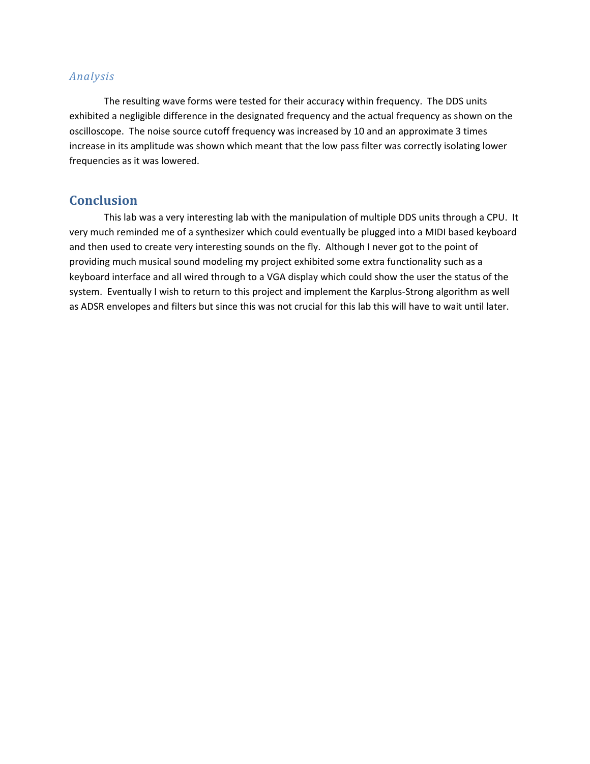### *Analysis*

The resulting wave forms were tested for their accuracy within frequency. The DDS units exhibited a negligible difference in the designated frequency and the actual frequency as shown on the oscilloscope. The noise source cutoff frequency was increased by 10 and an approximate 3 times increase in its amplitude was shown which meant that the low pass filter was correctly isolating lower frequencies as it was lowered.

## Conclusion

This lab was a very interesting lab with the manipulation of multiple DDS units through a CPU. It very much reminded me of a synthesizer which could eventually be plugged into a MIDI based keyboard and then used to create very interesting sounds on the fly. Although I never got to the point of providing much musical sound modeling my project exhibited some extra functionality such as a keyboard interface and all wired through to a VGA display which could show the user the status of the system. Eventually I wish to return to this project and implement the Karplus-Strong algorithm as well as ADSR envelopes and filters but since this was not crucial for this lab this will have to wait until later.